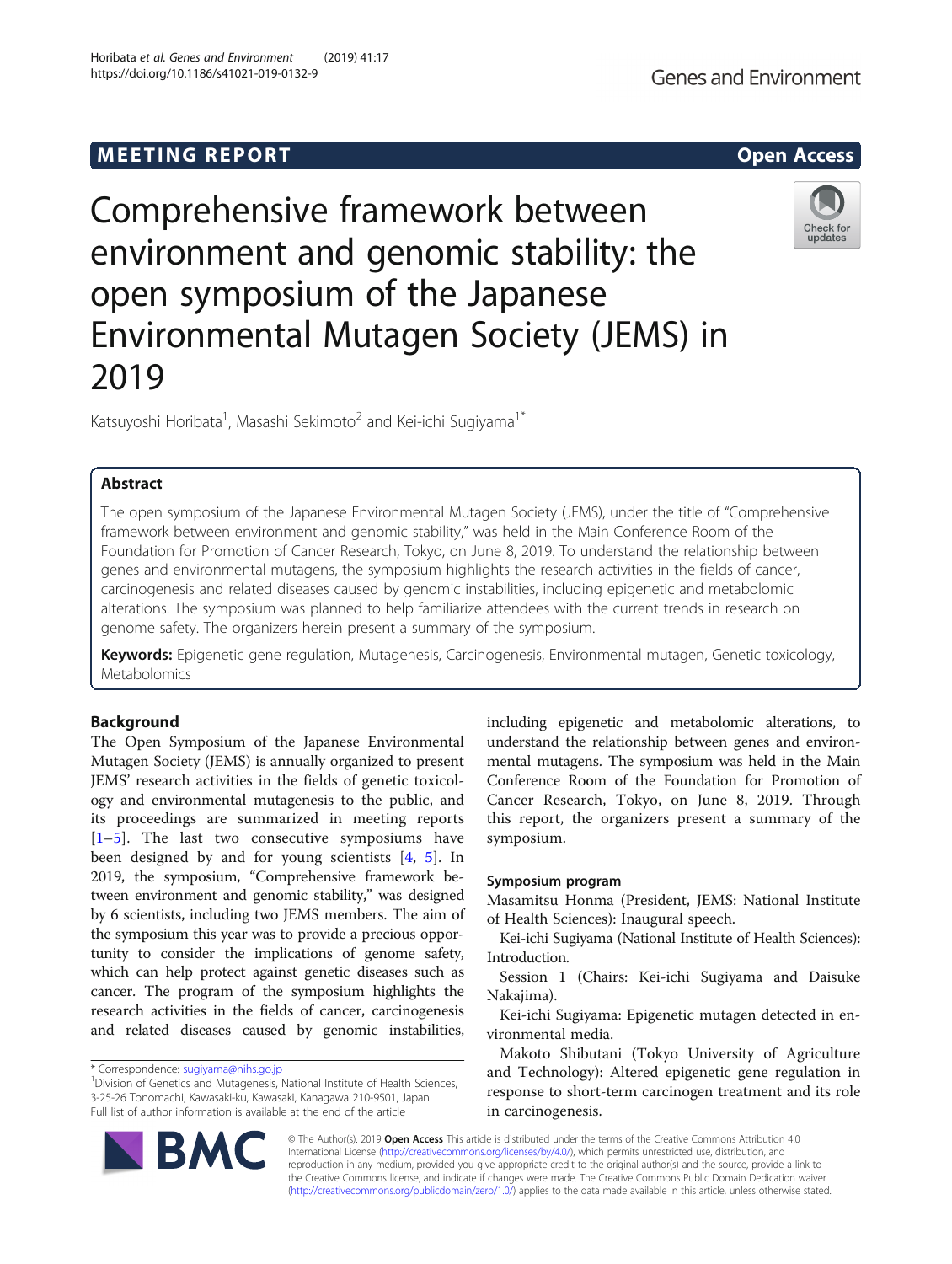MEETING REPORT

Open Access

# Comprehensive framework between environment and genomic stability: the open symposium of the Japanese Environmental Mutagen Society (JEMS) in 2019

Katsuyoshi Horibata[1], Masashi Sekimoto[2] and Kei-ichi Sugiyama[1*]

## Abstract

The open symposium of the Japanese Environmental Mutagen Society (JEMS), under the title of "Comprehensive framework between environment and genomic stability," was held in the Main Conference Room of the Foundation for Promotion of Cancer Research, Tokyo, on June 8, 2019. To understand the relationship between genes and environmental mutagens, the symposium highlights the research activities in the fields of cancer, carcinogenesis and related diseases caused by genomic instabilities, including epigenetic and metabolomic alterations. The symposium was planned to help familiarize attendees with the current trends in research on genome safety. The organizers herein present a summary of the symposium.

**Keywords:** Epigenetic gene regulation, Mutagenesis, Carcinogenesis, Environmental mutagen, Genetic toxicology, Metabolomics

## Background

The Open Symposium of the Japanese Environmental Mutagen Society (JEMS) is annually organized to present JEMS' research activities in the fields of genetic toxicology and environmental mutagenesis to the public, and its proceedings are summarized in meeting reports [1–5]. The last two consecutive symposiums have been designed by and for young scientists [4, 5]. In 2019, the symposium, "Comprehensive framework between environment and genomic stability," was designed by 6 scientists, including two JEMS members. The aim of the symposium this year was to provide a precious opportunity to consider the implications of genome safety, which can help protect against genetic diseases such as cancer. The program of the symposium highlights the research activities in the fields of cancer, carcinogenesis and related diseases caused by genomic instabilities, including epigenetic and metabolomic alterations, to understand the relationship between genes and environmental mutagens. The symposium was held in the Main Conference Room of the Foundation for Promotion of Cancer Research, Tokyo, on June 8, 2019. Through this report, the organizers present a summary of the symposium.

### Symposium program

Masamitsu Honma (President, JEMS: National Institute of Health Sciences): Inaugural speech.

Kei-ichi Sugiyama (National Institute of Health Sciences): Introduction.

Session 1 (Chairs: Kei-ichi Sugiyama and Daisuke Nakajima).

Kei-ichi Sugiyama: Epigenetic mutagen detected in environmental media.

Makoto Shibutani (Tokyo University of Agriculture and Technology): Altered epigenetic gene regulation in response to short-term carcinogen treatment and its role in carcinogenesis.

* Correspondence: sugiyama@nihs.go.jp
[1]Division of Genetics and Mutagenesis, National Institute of Health Sciences, 3-25-26 Tonomachi, Kawasaki-ku, Kawasaki, Kanagawa 210-9501, Japan
Full list of author information is available at the end of the article

© The Author(s). 2019 **Open Access** This article is distributed under the terms of the Creative Commons Attribution 4.0 International License (http://creativecommons.org/licenses/by/4.0/), which permits unrestricted use, distribution, and reproduction in any medium, provided you give appropriate credit to the original author(s) and the source, provide a link to the Creative Commons license, and indicate if changes were made. The Creative Commons Public Domain Dedication waiver (http://creativecommons.org/publicdomain/zero/1.0/) applies to the data made available in this article, unless otherwise stated.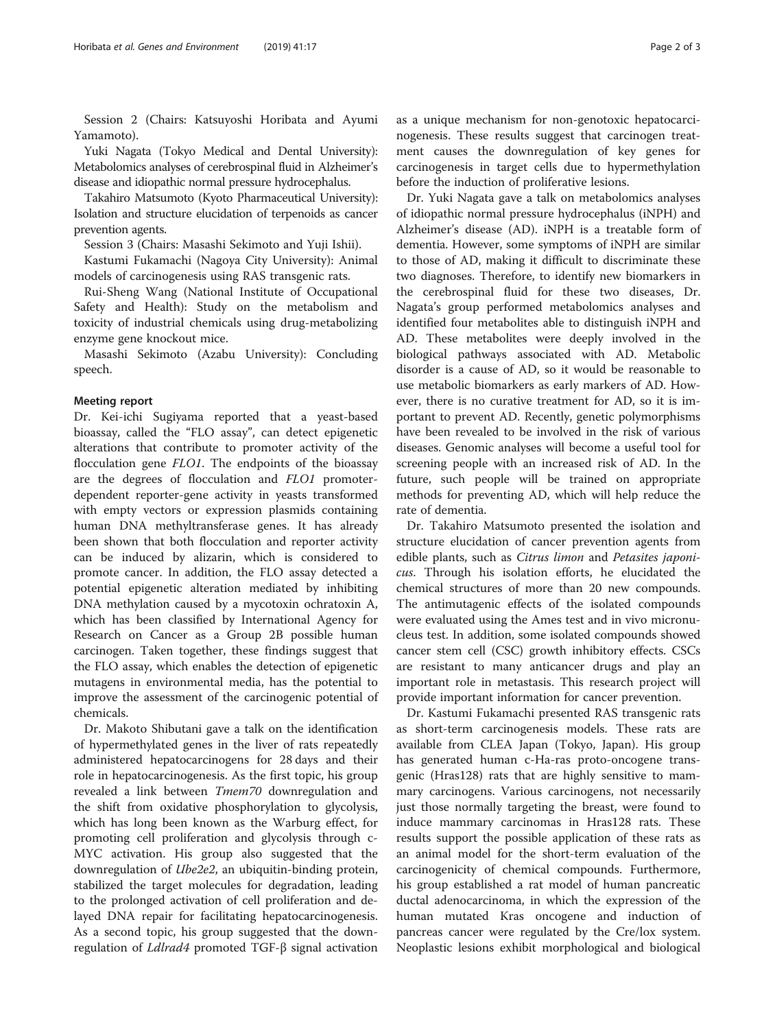Session 2 (Chairs: Katsuyoshi Horibata and Ayumi Yamamoto).

Yuki Nagata (Tokyo Medical and Dental University): Metabolomics analyses of cerebrospinal fluid in Alzheimer's disease and idiopathic normal pressure hydrocephalus.

Takahiro Matsumoto (Kyoto Pharmaceutical University): Isolation and structure elucidation of terpenoids as cancer prevention agents.

Session 3 (Chairs: Masashi Sekimoto and Yuji Ishii).

Kastumi Fukamachi (Nagoya City University): Animal models of carcinogenesis using RAS transgenic rats.

Rui-Sheng Wang (National Institute of Occupational Safety and Health): Study on the metabolism and toxicity of industrial chemicals using drug-metabolizing enzyme gene knockout mice.

Masashi Sekimoto (Azabu University): Concluding speech.

## Meeting report

Dr. Kei-ichi Sugiyama reported that a yeast-based bioassay, called the "FLO assay", can detect epigenetic alterations that contribute to promoter activity of the flocculation gene *FLO1*. The endpoints of the bioassay are the degrees of flocculation and *FLO1* promoter-dependent reporter-gene activity in yeasts transformed with empty vectors or expression plasmids containing human DNA methyltransferase genes. It has already been shown that both flocculation and reporter activity can be induced by alizarin, which is considered to promote cancer. In addition, the FLO assay detected a potential epigenetic alteration mediated by inhibiting DNA methylation caused by a mycotoxin ochratoxin A, which has been classified by International Agency for Research on Cancer as a Group 2B possible human carcinogen. Taken together, these findings suggest that the FLO assay, which enables the detection of epigenetic mutagens in environmental media, has the potential to improve the assessment of the carcinogenic potential of chemicals.

Dr. Makoto Shibutani gave a talk on the identification of hypermethylated genes in the liver of rats repeatedly administered hepatocarcinogens for 28 days and their role in hepatocarcinogenesis. As the first topic, his group revealed a link between *Tmem70* downregulation and the shift from oxidative phosphorylation to glycolysis, which has long been known as the Warburg effect, for promoting cell proliferation and glycolysis through c-MYC activation. His group also suggested that the downregulation of *Ube2e2*, an ubiquitin-binding protein, stabilized the target molecules for degradation, leading to the prolonged activation of cell proliferation and delayed DNA repair for facilitating hepatocarcinogenesis. As a second topic, his group suggested that the downregulation of *Ldlrad4* promoted TGF-β signal activation as a unique mechanism for non-genotoxic hepatocarcinogenesis. These results suggest that carcinogen treatment causes the downregulation of key genes for carcinogenesis in target cells due to hypermethylation before the induction of proliferative lesions.

Dr. Yuki Nagata gave a talk on metabolomics analyses of idiopathic normal pressure hydrocephalus (iNPH) and Alzheimer's disease (AD). iNPH is a treatable form of dementia. However, some symptoms of iNPH are similar to those of AD, making it difficult to discriminate these two diagnoses. Therefore, to identify new biomarkers in the cerebrospinal fluid for these two diseases, Dr. Nagata's group performed metabolomics analyses and identified four metabolites able to distinguish iNPH and AD. These metabolites were deeply involved in the biological pathways associated with AD. Metabolic disorder is a cause of AD, so it would be reasonable to use metabolic biomarkers as early markers of AD. However, there is no curative treatment for AD, so it is important to prevent AD. Recently, genetic polymorphisms have been revealed to be involved in the risk of various diseases. Genomic analyses will become a useful tool for screening people with an increased risk of AD. In the future, such people will be trained on appropriate methods for preventing AD, which will help reduce the rate of dementia.

Dr. Takahiro Matsumoto presented the isolation and structure elucidation of cancer prevention agents from edible plants, such as *Citrus limon* and *Petasites japonicus*. Through his isolation efforts, he elucidated the chemical structures of more than 20 new compounds. The antimutagenic effects of the isolated compounds were evaluated using the Ames test and in vivo micronucleus test. In addition, some isolated compounds showed cancer stem cell (CSC) growth inhibitory effects. CSCs are resistant to many anticancer drugs and play an important role in metastasis. This research project will provide important information for cancer prevention.

Dr. Kastumi Fukamachi presented RAS transgenic rats as short-term carcinogenesis models. These rats are available from CLEA Japan (Tokyo, Japan). His group has generated human c-Ha-ras proto-oncogene transgenic (Hras128) rats that are highly sensitive to mammary carcinogens. Various carcinogens, not necessarily just those normally targeting the breast, were found to induce mammary carcinomas in Hras128 rats. These results support the possible application of these rats as an animal model for the short-term evaluation of the carcinogenicity of chemical compounds. Furthermore, his group established a rat model of human pancreatic ductal adenocarcinoma, in which the expression of the human mutated Kras oncogene and induction of pancreas cancer were regulated by the Cre/lox system. Neoplastic lesions exhibit morphological and biological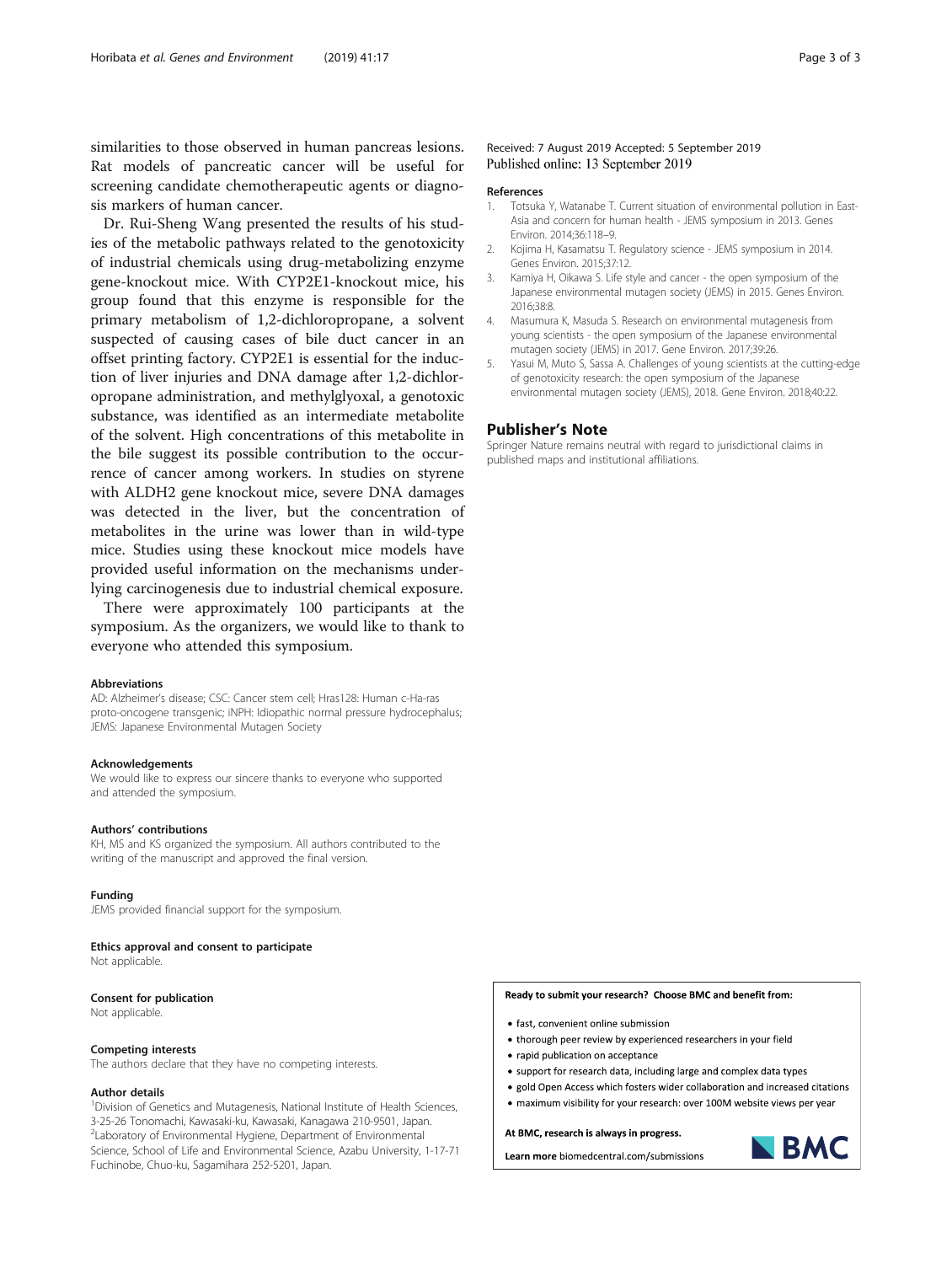similarities to those observed in human pancreas lesions. Rat models of pancreatic cancer will be useful for screening candidate chemotherapeutic agents or diagnosis markers of human cancer.

Dr. Rui-Sheng Wang presented the results of his studies of the metabolic pathways related to the genotoxicity of industrial chemicals using drug-metabolizing enzyme gene-knockout mice. With CYP2E1-knockout mice, his group found that this enzyme is responsible for the primary metabolism of 1,2-dichloropropane, a solvent suspected of causing cases of bile duct cancer in an offset printing factory. CYP2E1 is essential for the induction of liver injuries and DNA damage after 1,2-dichloropropane administration, and methylglyoxal, a genotoxic substance, was identified as an intermediate metabolite of the solvent. High concentrations of this metabolite in the bile suggest its possible contribution to the occurrence of cancer among workers. In studies on styrene with ALDH2 gene knockout mice, severe DNA damages was detected in the liver, but the concentration of metabolites in the urine was lower than in wild-type mice. Studies using these knockout mice models have provided useful information on the mechanisms underlying carcinogenesis due to industrial chemical exposure.

There were approximately 100 participants at the symposium. As the organizers, we would like to thank to everyone who attended this symposium.

#### Abbreviations

AD: Alzheimer's disease; CSC: Cancer stem cell; Hras128: Human c-Ha-ras proto-oncogene transgenic; iNPH: Idiopathic normal pressure hydrocephalus; JEMS: Japanese Environmental Mutagen Society

#### Acknowledgements

We would like to express our sincere thanks to everyone who supported and attended the symposium.

#### Authors' contributions

KH, MS and KS organized the symposium. All authors contributed to the writing of the manuscript and approved the final version.

#### Funding

JEMS provided financial support for the symposium.

#### Ethics approval and consent to participate

Not applicable.

#### Consent for publication

Not applicable.

#### Competing interests

The authors declare that they have no competing interests.

#### Author details

[1]Division of Genetics and Mutagenesis, National Institute of Health Sciences, 3-25-26 Tonomachi, Kawasaki-ku, Kawasaki, Kanagawa 210-9501, Japan. [2]Laboratory of Environmental Hygiene, Department of Environmental Science, School of Life and Environmental Science, Azabu University, 1-17-71 Fuchinobe, Chuo-ku, Sagamihara 252-5201, Japan.

Received: 7 August 2019 Accepted: 5 September 2019
Published online: 13 September 2019

#### References

1. Totsuka Y, Watanabe T. Current situation of environmental pollution in East-Asia and concern for human health - JEMS symposium in 2013. Genes Environ. 2014;36:118–9.
2. Kojima H, Kasamatsu T. Regulatory science - JEMS symposium in 2014. Genes Environ. 2015;37:12.
3. Kamiya H, Oikawa S. Life style and cancer - the open symposium of the Japanese environmental mutagen society (JEMS) in 2015. Genes Environ. 2016;38:8.
4. Masumura K, Masuda S. Research on environmental mutagenesis from young scientists - the open symposium of the Japanese environmental mutagen society (JEMS) in 2017. Gene Environ. 2017;39:26.
5. Yasui M, Muto S, Sassa A. Challenges of young scientists at the cutting-edge of genotoxicity research: the open symposium of the Japanese environmental mutagen society (JEMS), 2018. Gene Environ. 2018;40:22.

## Publisher's Note

Springer Nature remains neutral with regard to jurisdictional claims in published maps and institutional affiliations.

**Ready to submit your research? Choose BMC and benefit from:**

- fast, convenient online submission
- thorough peer review by experienced researchers in your field
- rapid publication on acceptance
- support for research data, including large and complex data types
- gold Open Access which fosters wider collaboration and increased citations
- maximum visibility for your research: over 100M website views per year

**At BMC, research is always in progress.**

**Learn more** biomedcentral.com/submissions

BMC